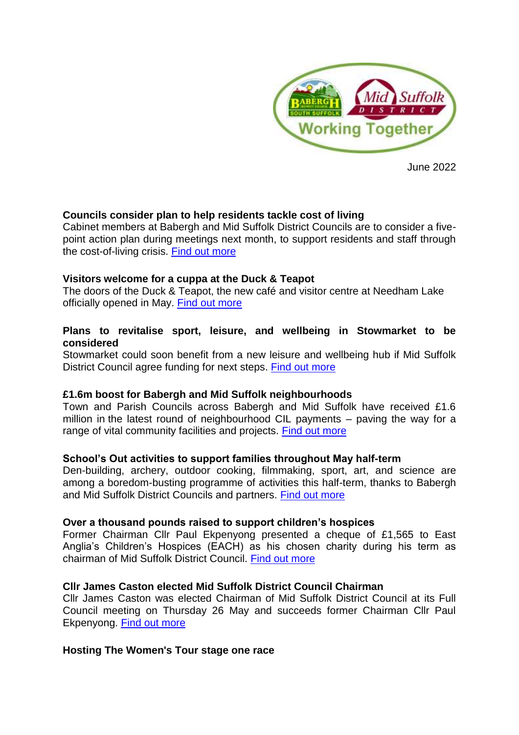June 2022

**Councils consider plan to help residents tackle cost of living**
Cabinet members at Babergh and Mid Suffolk District Councils are to consider a five-point action plan during meetings next month, to support residents and staff through the cost-of-living crisis. Find out more

**Visitors welcome for a cuppa at the Duck & Teapot**
The doors of the Duck & Teapot, the new café and visitor centre at Needham Lake officially opened in May. Find out more

**Plans to revitalise sport, leisure, and wellbeing in Stowmarket to be considered**
Stowmarket could soon benefit from a new leisure and wellbeing hub if Mid Suffolk District Council agree funding for next steps. Find out more

**£1.6m boost for Babergh and Mid Suffolk neighbourhoods**
Town and Parish Councils across Babergh and Mid Suffolk have received £1.6 million in the latest round of neighbourhood CIL payments – paving the way for a range of vital community facilities and projects. Find out more

**School's Out activities to support families throughout May half-term**
Den-building, archery, outdoor cooking, filmmaking, sport, art, and science are among a boredom-busting programme of activities this half-term, thanks to Babergh and Mid Suffolk District Councils and partners. Find out more

**Over a thousand pounds raised to support children's hospices**
Former Chairman Cllr Paul Ekpenyong presented a cheque of £1,565 to East Anglia's Children's Hospices (EACH) as his chosen charity during his term as chairman of Mid Suffolk District Council. Find out more

**Cllr James Caston elected Mid Suffolk District Council Chairman**
Cllr James Caston was elected Chairman of Mid Suffolk District Council at its Full Council meeting on Thursday 26 May and succeeds former Chairman Cllr Paul Ekpenyong. Find out more

**Hosting The Women's Tour stage one race**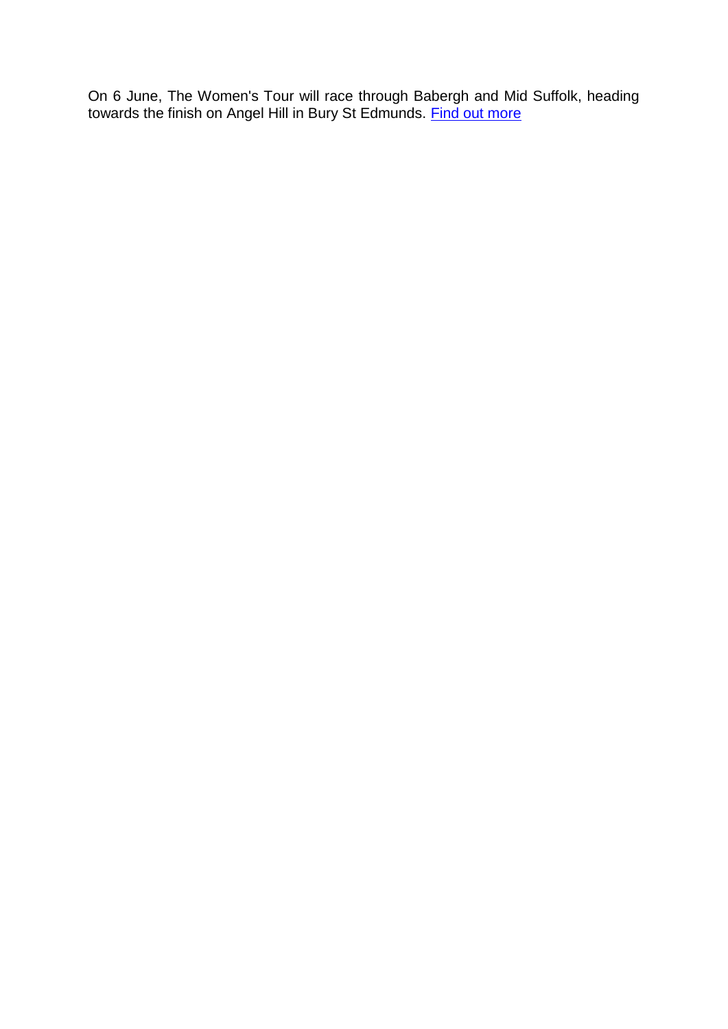On 6 June, The Women's Tour will race through Babergh and Mid Suffolk, heading towards the finish on Angel Hill in Bury St Edmunds. Find out more